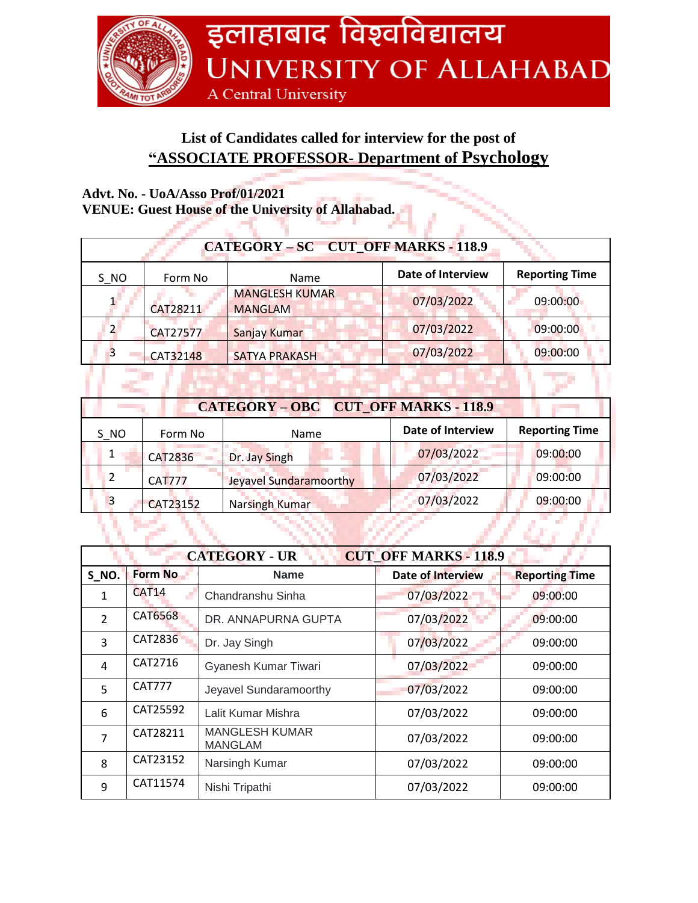# इलाहाबाद विश्वविद्यालय
# UNIVERSITY OF ALLAHABAD
A Central University

## List of Candidates called for interview for the post of
## “ASSOCIATE PROFESSOR- Department of Psychology

**Advt. No. - UoA/Asso Prof/01/2021**
**VENUE: Guest House of the University of Allahabad.**

| CATEGORY – SC CUT_OFF MARKS - 118.9 | | | | |
|---|---|---|---|---|
| S_NO | Form No | Name | Date of Interview | Reporting Time |
| 1 | CAT28211 | MANGLESH KUMAR MANGLAM | 07/03/2022 | 09:00:00 |
| 2 | CAT27577 | Sanjay Kumar | 07/03/2022 | 09:00:00 |
| 3 | CAT32148 | SATYA PRAKASH | 07/03/2022 | 09:00:00 |

| CATEGORY – OBC CUT_OFF MARKS - 118.9 | | | | |
|---|---|---|---|---|
| S_NO | Form No | Name | Date of Interview | Reporting Time |
| 1 | CAT2836 | Dr. Jay Singh | 07/03/2022 | 09:00:00 |
| 2 | CAT777 | Jeyavel Sundaramoorthy | 07/03/2022 | 09:00:00 |
| 3 | CAT23152 | Narsingh Kumar | 07/03/2022 | 09:00:00 |

| CATEGORY - UR CUT_OFF MARKS - 118.9 | | | | |
|---|---|---|---|---|
| S_NO. | Form No | Name | Date of Interview | Reporting Time |
| 1 | CAT14 | Chandranshu Sinha | 07/03/2022 | 09:00:00 |
| 2 | CAT6568 | DR. ANNAPURNA GUPTA | 07/03/2022 | 09:00:00 |
| 3 | CAT2836 | Dr. Jay Singh | 07/03/2022 | 09:00:00 |
| 4 | CAT2716 | Gyanesh Kumar Tiwari | 07/03/2022 | 09:00:00 |
| 5 | CAT777 | Jeyavel Sundaramoorthy | 07/03/2022 | 09:00:00 |
| 6 | CAT25592 | Lalit Kumar Mishra | 07/03/2022 | 09:00:00 |
| 7 | CAT28211 | MANGLESH KUMAR MANGLAM | 07/03/2022 | 09:00:00 |
| 8 | CAT23152 | Narsingh Kumar | 07/03/2022 | 09:00:00 |
| 9 | CAT11574 | Nishi Tripathi | 07/03/2022 | 09:00:00 |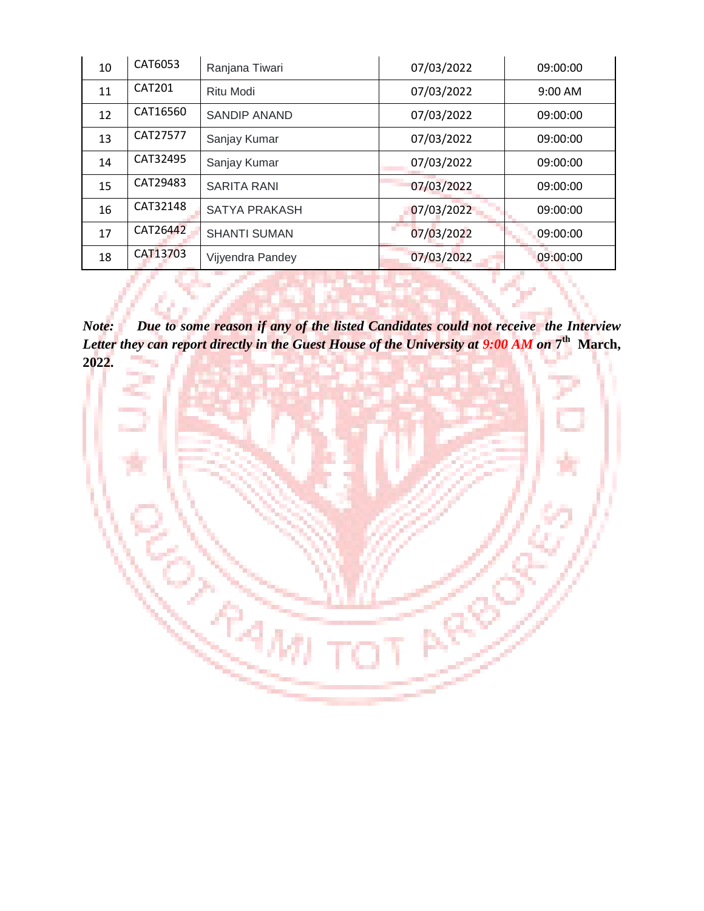| | | | | |
|---|---|---|---|---|
| 10 | CAT6053 | Ranjana Tiwari | 07/03/2022 | 09:00:00 |
| 11 | CAT201 | Ritu Modi | 07/03/2022 | 9:00 AM |
| 12 | CAT16560 | SANDIP ANAND | 07/03/2022 | 09:00:00 |
| 13 | CAT27577 | Sanjay Kumar | 07/03/2022 | 09:00:00 |
| 14 | CAT32495 | Sanjay Kumar | 07/03/2022 | 09:00:00 |
| 15 | CAT29483 | SARITA RANI | 07/03/2022 | 09:00:00 |
| 16 | CAT32148 | SATYA PRAKASH | 07/03/2022 | 09:00:00 |
| 17 | CAT26442 | SHANTI SUMAN | 07/03/2022 | 09:00:00 |
| 18 | CAT13703 | Vijyendra Pandey | 07/03/2022 | 09:00:00 |

***Note:*** ***Due to some reason if any of the listed Candidates could not receive the Interview Letter they can report directly in the Guest House of the University at 9:00 AM on*** **7th March, 2022.**